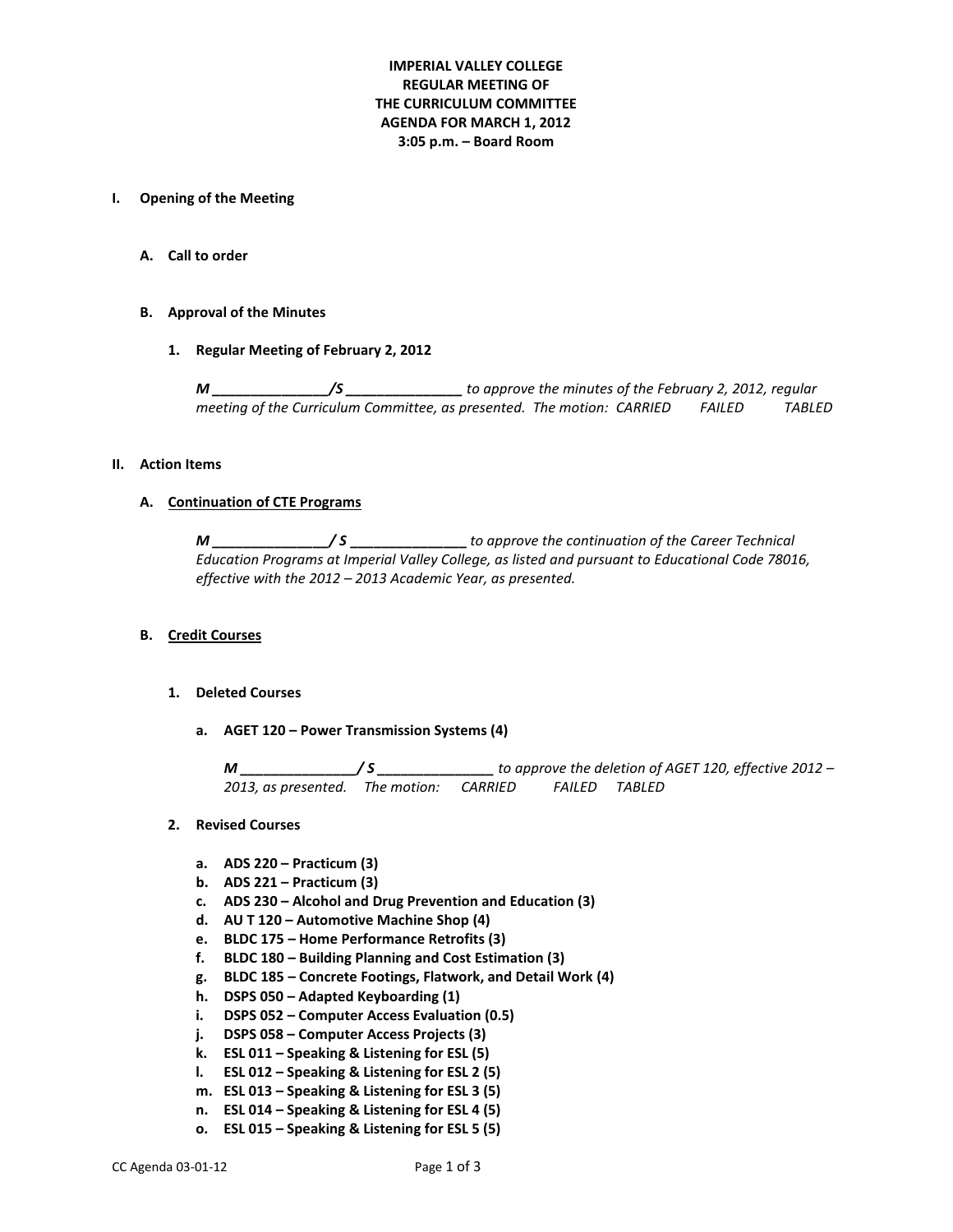**IMPERIAL VALLEY COLLEGE**
**REGULAR MEETING OF**
**THE CURRICULUM COMMITTEE**
**AGENDA FOR MARCH 1, 2012**
**3:05 p.m. – Board Room**

## I. Opening of the Meeting

### A. Call to order

### B. Approval of the Minutes

**1. Regular Meeting of February 2, 2012**

***M _______________/S _______________*** *to approve the minutes of the February 2, 2012, regular meeting of the Curriculum Committee, as presented. The motion: CARRIED FAILED TABLED*

## II. Action Items

### A. Continuation of CTE Programs

***M _______________/ S _______________*** *to approve the continuation of the Career Technical Education Programs at Imperial Valley College, as listed and pursuant to Educational Code 78016, effective with the 2012 – 2013 Academic Year, as presented.*

### B. Credit Courses

**1. Deleted Courses**

**a. AGET 120 – Power Transmission Systems (4)**

***M _______________/ S _______________*** *to approve the deletion of AGET 120, effective 2012 – 2013, as presented. The motion: CARRIED FAILED TABLED*

**2. Revised Courses**

- **a. ADS 220 – Practicum (3)**
- **b. ADS 221 – Practicum (3)**
- **c. ADS 230 – Alcohol and Drug Prevention and Education (3)**
- **d. AU T 120 – Automotive Machine Shop (4)**
- **e. BLDC 175 – Home Performance Retrofits (3)**
- **f. BLDC 180 – Building Planning and Cost Estimation (3)**
- **g. BLDC 185 – Concrete Footings, Flatwork, and Detail Work (4)**
- **h. DSPS 050 – Adapted Keyboarding (1)**
- **i. DSPS 052 – Computer Access Evaluation (0.5)**
- **j. DSPS 058 – Computer Access Projects (3)**
- **k. ESL 011 – Speaking & Listening for ESL (5)**
- **l. ESL 012 – Speaking & Listening for ESL 2 (5)**
- **m. ESL 013 – Speaking & Listening for ESL 3 (5)**
- **n. ESL 014 – Speaking & Listening for ESL 4 (5)**
- **o. ESL 015 – Speaking & Listening for ESL 5 (5)**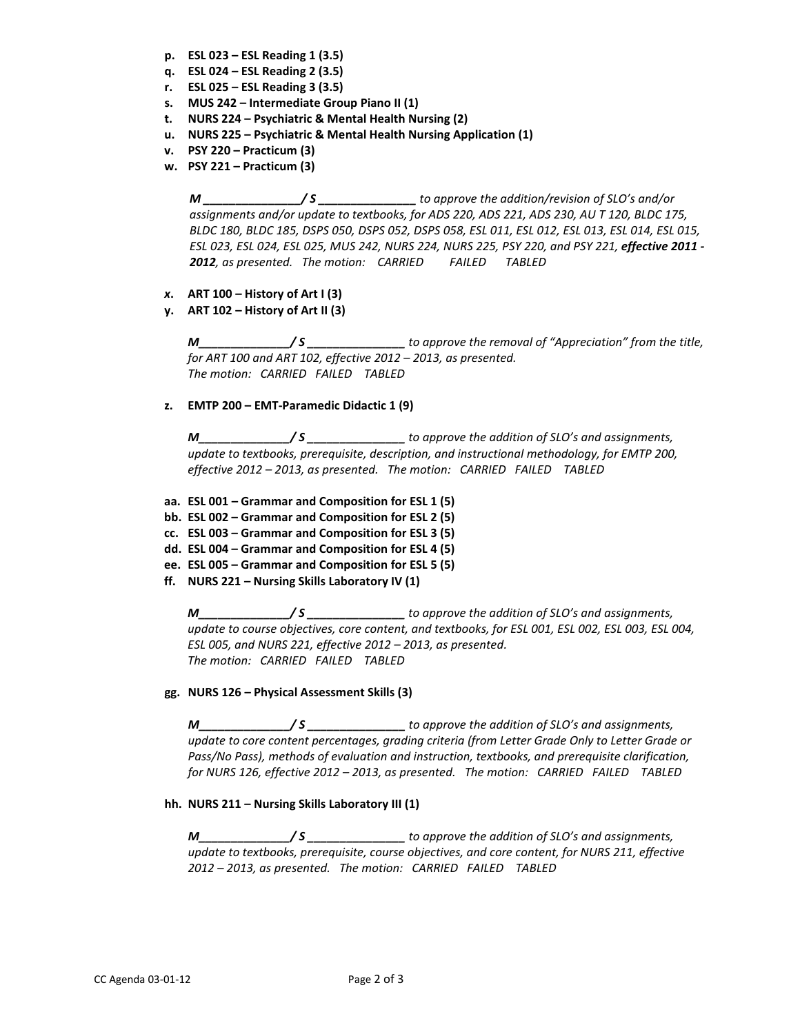p. **ESL 023 – ESL Reading 1 (3.5)**
q. **ESL 024 – ESL Reading 2 (3.5)**
r. **ESL 025 – ESL Reading 3 (3.5)**
s. **MUS 242 – Intermediate Group Piano II (1)**
t. **NURS 224 – Psychiatric & Mental Health Nursing (2)**
u. **NURS 225 – Psychiatric & Mental Health Nursing Application (1)**
v. **PSY 220 – Practicum (3)**
w. **PSY 221 – Practicum (3)**

*M _______________/ S _______________ to approve the addition/revision of SLO's and/or assignments and/or update to textbooks, for ADS 220, ADS 221, ADS 230, AU T 120, BLDC 175, BLDC 180, BLDC 185, DSPS 050, DSPS 052, DSPS 058, ESL 011, ESL 012, ESL 013, ESL 014, ESL 015, ESL 023, ESL 024, ESL 025, MUS 242, NURS 224, NURS 225, PSY 220, and PSY 221, **effective 2011 - 2012**, as presented. The motion: CARRIED FAILED TABLED*

x. **ART 100 – History of Art I (3)**
y. **ART 102 – History of Art II (3)**

*M______________/ S _______________ to approve the removal of "Appreciation" from the title, for ART 100 and ART 102, effective 2012 – 2013, as presented. The motion: CARRIED FAILED TABLED*

z. **EMTP 200 – EMT-Paramedic Didactic 1 (9)**

*M______________/ S _______________ to approve the addition of SLO's and assignments, update to textbooks, prerequisite, description, and instructional methodology, for EMTP 200, effective 2012 – 2013, as presented. The motion: CARRIED FAILED TABLED*

aa. **ESL 001 – Grammar and Composition for ESL 1 (5)**
bb. **ESL 002 – Grammar and Composition for ESL 2 (5)**
cc. **ESL 003 – Grammar and Composition for ESL 3 (5)**
dd. **ESL 004 – Grammar and Composition for ESL 4 (5)**
ee. **ESL 005 – Grammar and Composition for ESL 5 (5)**
ff. **NURS 221 – Nursing Skills Laboratory IV (1)**

*M______________/ S _______________ to approve the addition of SLO's and assignments, update to course objectives, core content, and textbooks, for ESL 001, ESL 002, ESL 003, ESL 004, ESL 005, and NURS 221, effective 2012 – 2013, as presented. The motion: CARRIED FAILED TABLED*

gg. **NURS 126 – Physical Assessment Skills (3)**

*M______________/ S _______________ to approve the addition of SLO's and assignments, update to core content percentages, grading criteria (from Letter Grade Only to Letter Grade or Pass/No Pass), methods of evaluation and instruction, textbooks, and prerequisite clarification, for NURS 126, effective 2012 – 2013, as presented. The motion: CARRIED FAILED TABLED*

hh. **NURS 211 – Nursing Skills Laboratory III (1)**

*M______________/ S _______________ to approve the addition of SLO's and assignments, update to textbooks, prerequisite, course objectives, and core content, for NURS 211, effective 2012 – 2013, as presented. The motion: CARRIED FAILED TABLED*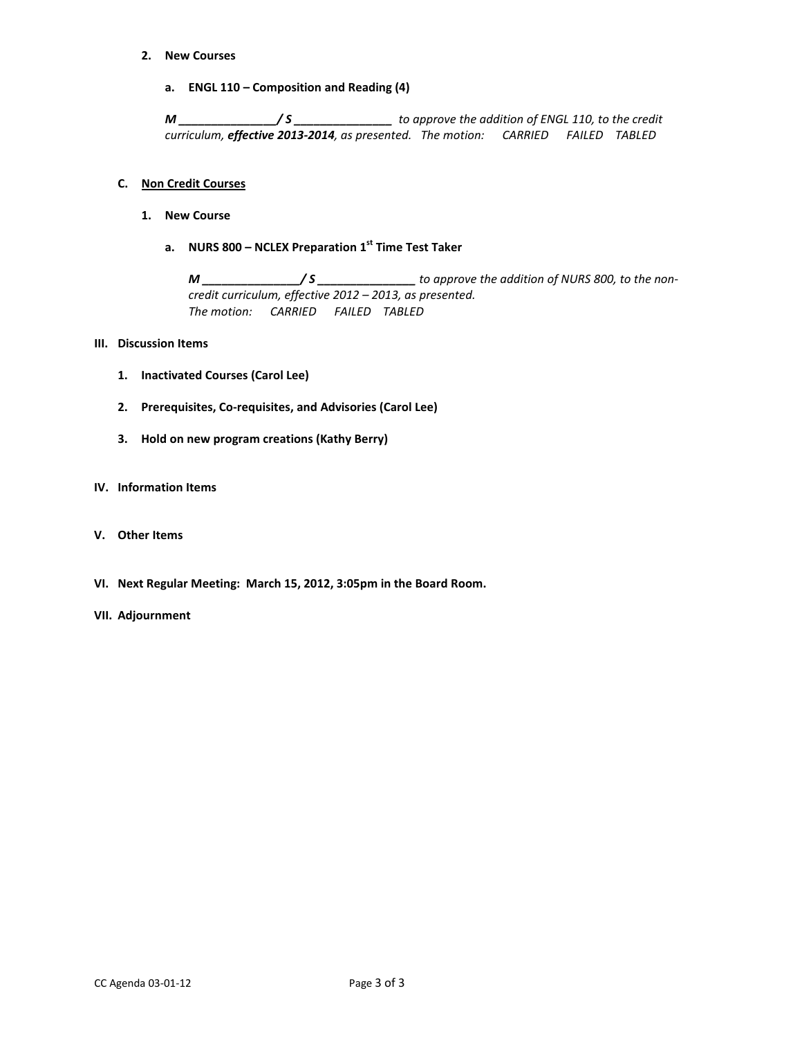2. **New Courses**

   a. **ENGL 110 – Composition and Reading (4)**

   ***M _______________/ S _______________*** *to approve the addition of ENGL 110, to the credit curriculum,* ***effective 2013-2014****, as presented. The motion: CARRIED FAILED TABLED*

C. **Non Credit Courses**

1. **New Course**

   a. **NURS 800 – NCLEX Preparation 1st Time Test Taker**

   ***M _______________/ S _______________*** *to approve the addition of NURS 800, to the non-credit curriculum, effective 2012 – 2013, as presented.*
   *The motion: CARRIED FAILED TABLED*

**III. Discussion Items**

1. **Inactivated Courses (Carol Lee)**
2. **Prerequisites, Co-requisites, and Advisories (Carol Lee)**
3. **Hold on new program creations (Kathy Berry)**

**IV. Information Items**

**V. Other Items**

**VI. Next Regular Meeting: March 15, 2012, 3:05pm in the Board Room.**

**VII. Adjournment**